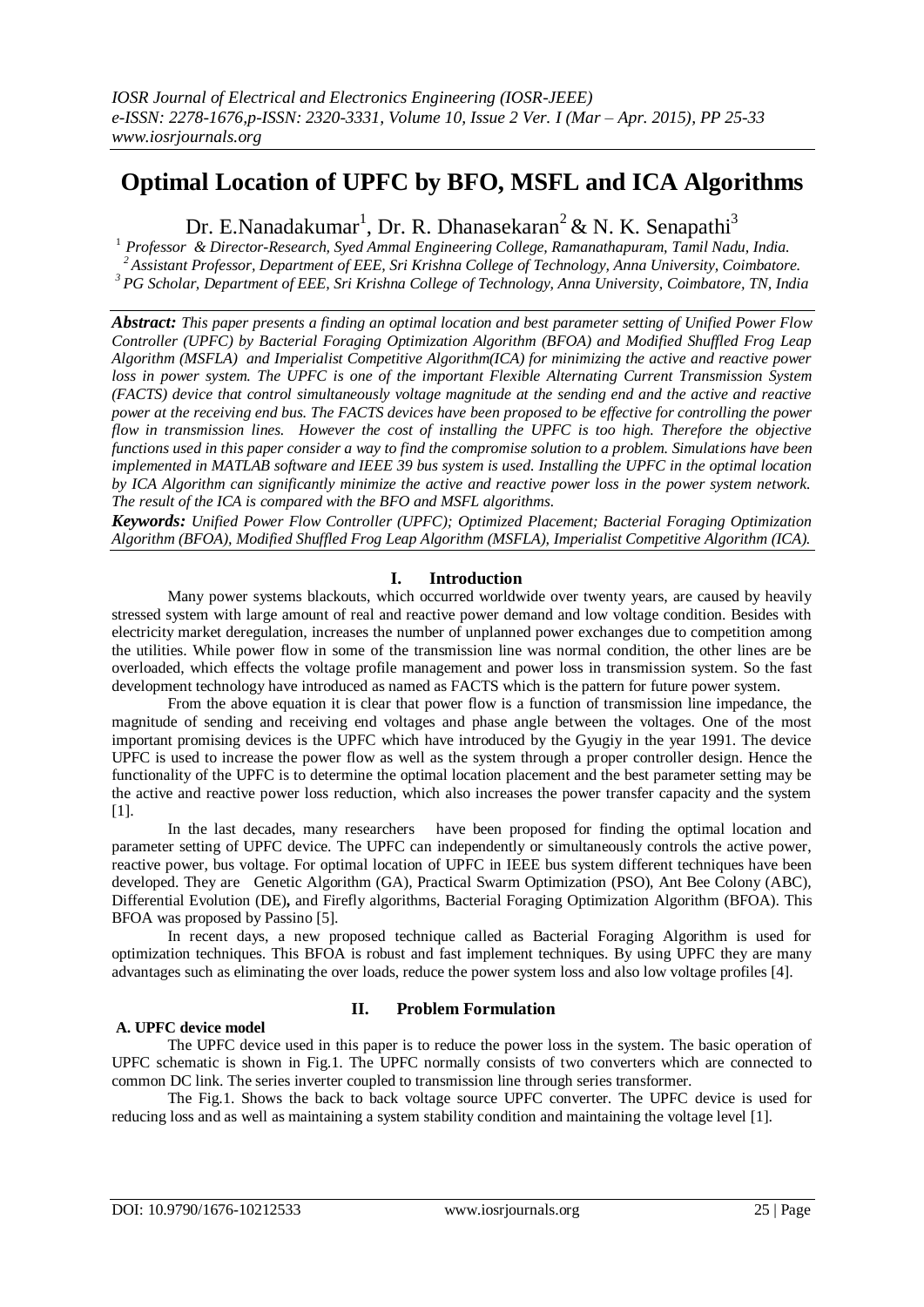# Optimal Location of UPFC by BFO, MSFL and ICA Algorithms

Dr. E.Nanadakumar[1], Dr. R. Dhanasekaran[2] & N. K. Senapathi[3]

[1] *Professor & Director-Research, Syed Ammal Engineering College, Ramanathapuram, Tamil Nadu, India.*
[2] *Assistant Professor, Department of EEE, Sri Krishna College of Technology, Anna University, Coimbatore.*
[3] *PG Scholar, Department of EEE, Sri Krishna College of Technology, Anna University, Coimbatore, TN, India*

***Abstract:*** *This paper presents a finding an optimal location and best parameter setting of Unified Power Flow Controller (UPFC) by Bacterial Foraging Optimization Algorithm (BFOA) and Modified Shuffled Frog Leap Algorithm (MSFLA) and Imperialist Competitive Algorithm(ICA) for minimizing the active and reactive power loss in power system. The UPFC is one of the important Flexible Alternating Current Transmission System (FACTS) device that control simultaneously voltage magnitude at the sending end and the active and reactive power at the receiving end bus. The FACTS devices have been proposed to be effective for controlling the power flow in transmission lines. However the cost of installing the UPFC is too high. Therefore the objective functions used in this paper consider a way to find the compromise solution to a problem. Simulations have been implemented in MATLAB software and IEEE 39 bus system is used. Installing the UPFC in the optimal location by ICA Algorithm can significantly minimize the active and reactive power loss in the power system network. The result of the ICA is compared with the BFO and MSFL algorithms.*

***Keywords:*** *Unified Power Flow Controller (UPFC); Optimized Placement; Bacterial Foraging Optimization Algorithm (BFOA), Modified Shuffled Frog Leap Algorithm (MSFLA), Imperialist Competitive Algorithm (ICA).*

## I. Introduction

Many power systems blackouts, which occurred worldwide over twenty years, are caused by heavily stressed system with large amount of real and reactive power demand and low voltage condition. Besides with electricity market deregulation, increases the number of unplanned power exchanges due to competition among the utilities. While power flow in some of the transmission line was normal condition, the other lines are be overloaded, which effects the voltage profile management and power loss in transmission system. So the fast development technology have introduced as named as FACTS which is the pattern for future power system.

From the above equation it is clear that power flow is a function of transmission line impedance, the magnitude of sending and receiving end voltages and phase angle between the voltages. One of the most important promising devices is the UPFC which have introduced by the Gyugiy in the year 1991. The device UPFC is used to increase the power flow as well as the system through a proper controller design. Hence the functionality of the UPFC is to determine the optimal location placement and the best parameter setting may be the active and reactive power loss reduction, which also increases the power transfer capacity and the system [1].

In the last decades, many researchers have been proposed for finding the optimal location and parameter setting of UPFC device. The UPFC can independently or simultaneously controls the active power, reactive power, bus voltage. For optimal location of UPFC in IEEE bus system different techniques have been developed. They are Genetic Algorithm (GA), Practical Swarm Optimization (PSO), Ant Bee Colony (ABC), Differential Evolution (DE)**,** and Firefly algorithms, Bacterial Foraging Optimization Algorithm (BFOA). This BFOA was proposed by Passino [5].

In recent days, a new proposed technique called as Bacterial Foraging Algorithm is used for optimization techniques. This BFOA is robust and fast implement techniques. By using UPFC they are many advantages such as eliminating the over loads, reduce the power system loss and also low voltage profiles [4].

## II. Problem Formulation

### A. UPFC device model

The UPFC device used in this paper is to reduce the power loss in the system. The basic operation of UPFC schematic is shown in Fig.1. The UPFC normally consists of two converters which are connected to common DC link. The series inverter coupled to transmission line through series transformer.

The Fig.1. Shows the back to back voltage source UPFC converter. The UPFC device is used for reducing loss and as well as maintaining a system stability condition and maintaining the voltage level [1].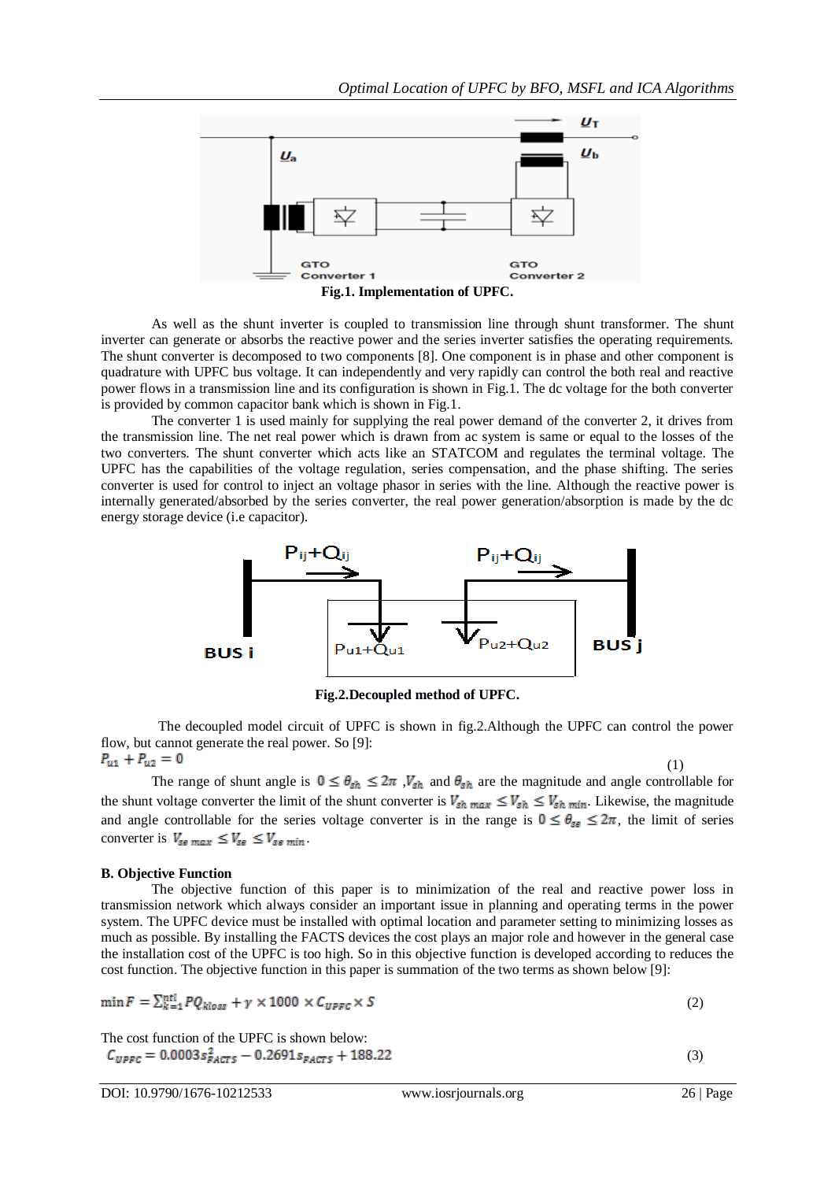Fig.1. Implementation of UPFC.

As well as the shunt inverter is coupled to transmission line through shunt transformer. The shunt inverter can generate or absorbs the reactive power and the series inverter satisfies the operating requirements. The shunt converter is decomposed to two components [8]. One component is in phase and other component is quadrature with UPFC bus voltage. It can independently and very rapidly can control the both real and reactive power flows in a transmission line and its configuration is shown in Fig.1. The dc voltage for the both converter is provided by common capacitor bank which is shown in Fig.1.

The converter 1 is used mainly for supplying the real power demand of the converter 2, it drives from the transmission line. The net real power which is drawn from ac system is same or equal to the losses of the two converters. The shunt converter which acts like an STATCOM and regulates the terminal voltage. The UPFC has the capabilities of the voltage regulation, series compensation, and the phase shifting. The series converter is used for control to inject an voltage phasor in series with the line. Although the reactive power is internally generated/absorbed by the series converter, the real power generation/absorption is made by the dc energy storage device (i.e capacitor).

Fig.2.Decoupled method of UPFC.

The decoupled model circuit of UPFC is shown in fig.2.Although the UPFC can control the power flow, but cannot generate the real power. So [9]:

$$P_{u1} + P_{u2} = 0 \tag{1}$$

The range of shunt angle is $0 \le \theta_{sh} \le 2\pi$ ,$V_{sh}$ and $\theta_{sh}$ are the magnitude and angle controllable for the shunt voltage converter the limit of the shunt converter is $V_{sh\ max} \le V_{sh} \le V_{sh\ min}$. Likewise, the magnitude and angle controllable for the series voltage converter is in the range is $0 \le \theta_{se} \le 2\pi$, the limit of series converter is $V_{se\ max} \le V_{se} \le V_{se\ min}$.

**B. Objective Function**

The objective function of this paper is to minimization of the real and reactive power loss in transmission network which always consider an important issue in planning and operating terms in the power system. The UPFC device must be installed with optimal location and parameter setting to minimizing losses as much as possible. By installing the FACTS devices the cost plays an major role and however in the general case the installation cost of the UPFC is too high. So in this objective function is developed according to reduces the cost function. The objective function in this paper is summation of the two terms as shown below [9]:

$$\min F = \sum_{k=1}^{ntl} PQ_{kloss} + \gamma \times 1000 \times C_{UPFC} \times S \tag{2}$$

The cost function of the UPFC is shown below:

$$C_{UPFC} = 0.0003 s_{FACTS}^2 - 0.2691 s_{FACTS} + 188.22 \tag{3}$$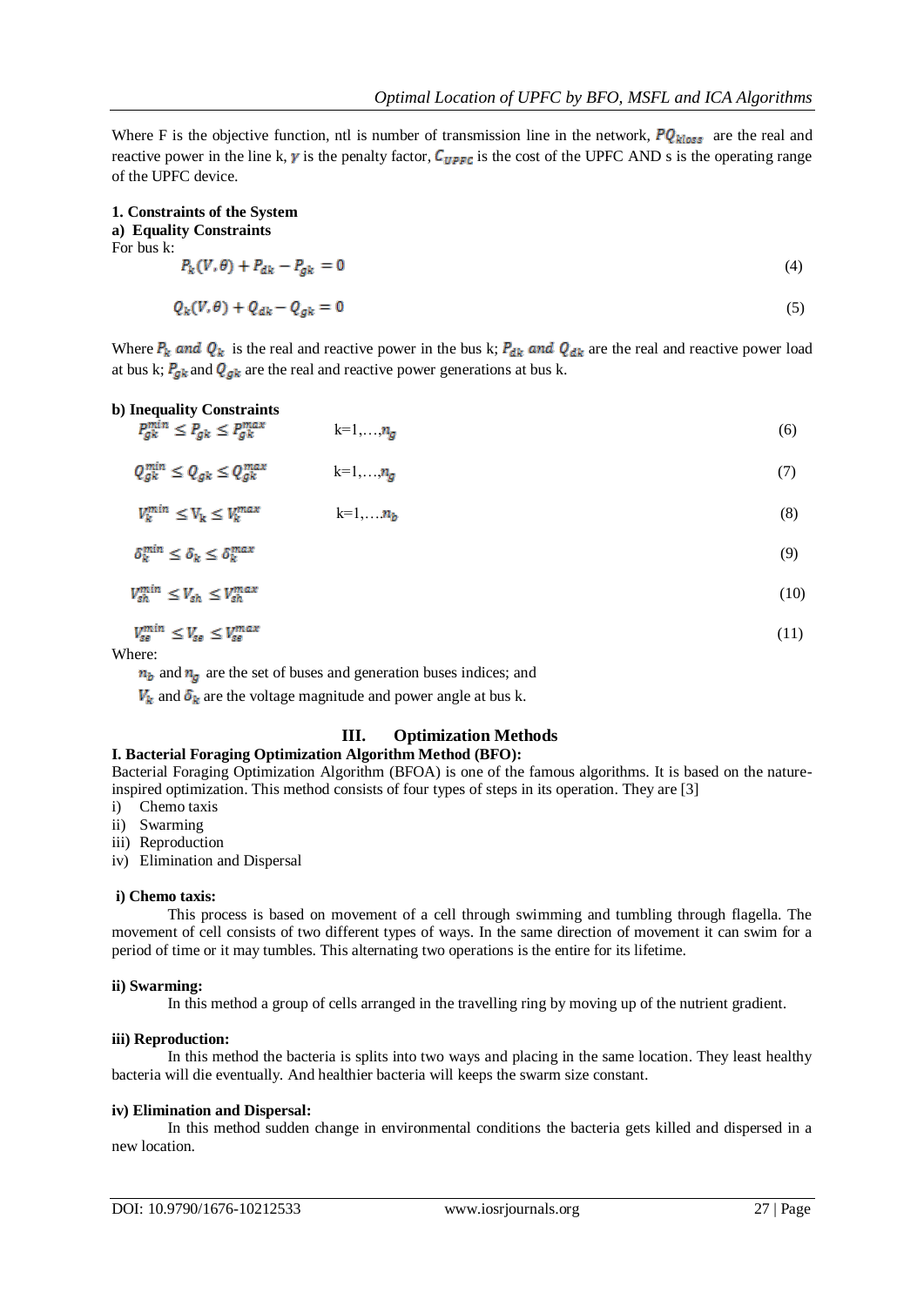Where F is the objective function, ntl is number of transmission line in the network, $PQ_{kloss}$ are the real and reactive power in the line k, $\gamma$ is the penalty factor, $C_{UPFC}$ is the cost of the UPFC AND s is the operating range of the UPFC device.

**1. Constraints of the System**

**a) Equality Constraints**

For bus k:

$$P_k(V,\theta) + P_{dk} - P_{gk} = 0 \tag{4}$$

$$Q_k(V,\theta) + Q_{dk} - Q_{gk} = 0 \tag{5}$$

Where $P_k$ and $Q_k$ is the real and reactive power in the bus k; $P_{dk}$ and $Q_{dk}$ are the real and reactive power load at bus k; $P_{gk}$ and $Q_{gk}$ are the real and reactive power generations at bus k.

**b) Inequality Constraints**

$$P_{gk}^{min} \leq P_{gk} \leq P_{gk}^{max} \qquad k=1,\ldots,n_g \tag{6}$$

$$Q_{gk}^{min} \leq Q_{gk} \leq Q_{gk}^{max} \qquad k=1,\ldots,n_g \tag{7}$$

$$V_k^{min} \leq V_k \leq V_k^{max} \qquad k=1,\ldots n_b \tag{8}$$

$$\delta_k^{min} \leq \delta_k \leq \delta_k^{max} \tag{9}$$

$$V_{sh}^{min} \leq V_{sh} \leq V_{sh}^{max} \tag{10}$$

$$V_{se}^{min} \leq V_{se} \leq V_{se}^{max} \tag{11}$$

Where:

$n_b$ and $n_g$ are the set of buses and generation buses indices; and

$V_k$ and $\delta_k$ are the voltage magnitude and power angle at bus k.

## III. Optimization Methods

**I. Bacterial Foraging Optimization Algorithm Method (BFO):**

Bacterial Foraging Optimization Algorithm (BFOA) is one of the famous algorithms. It is based on the nature-inspired optimization. This method consists of four types of steps in its operation. They are [3]

i) Chemo taxis
ii) Swarming
iii) Reproduction
iv) Elimination and Dispersal

**i) Chemo taxis:**

This process is based on movement of a cell through swimming and tumbling through flagella. The movement of cell consists of two different types of ways. In the same direction of movement it can swim for a period of time or it may tumbles. This alternating two operations is the entire for its lifetime.

**ii) Swarming:**

In this method a group of cells arranged in the travelling ring by moving up of the nutrient gradient.

**iii) Reproduction:**

In this method the bacteria is splits into two ways and placing in the same location. They least healthy bacteria will die eventually. And healthier bacteria will keeps the swarm size constant.

**iv) Elimination and Dispersal:**

In this method sudden change in environmental conditions the bacteria gets killed and dispersed in a new location.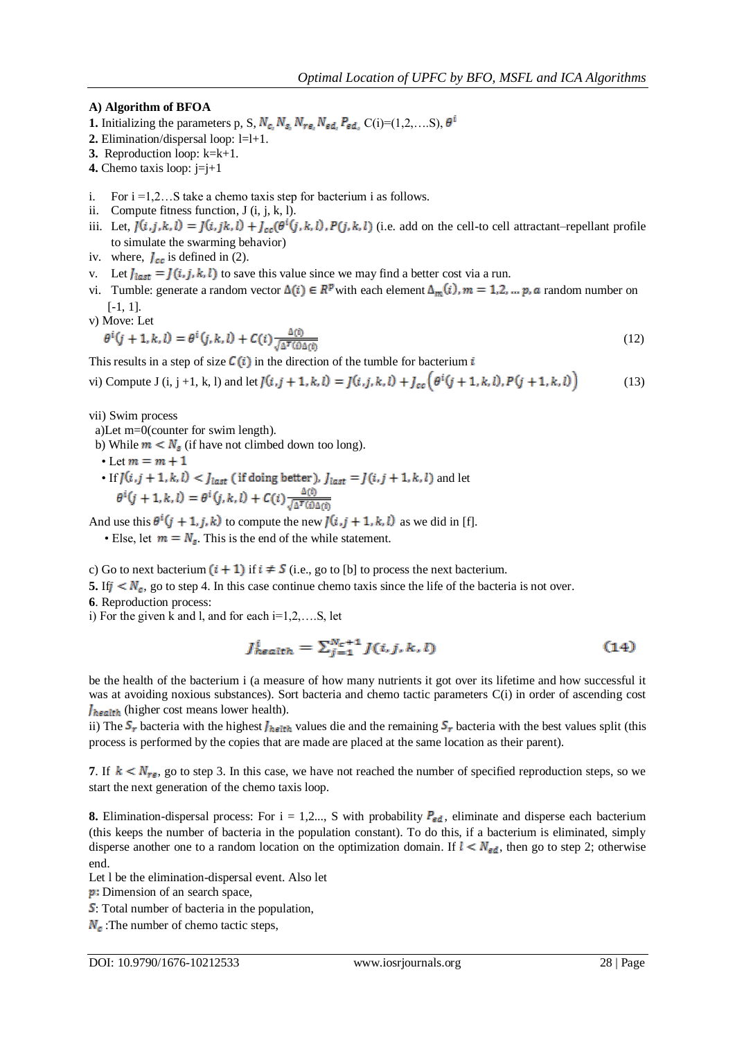### A) Algorithm of BFOA

**1.** Initializing the parameters p, S, $N_c, N_s, N_{re}, N_{ed}, P_{ed},$ C(i)=(1,2,….S), $\theta^i$

**2.** Elimination/dispersal loop: l=l+1.

**3.** Reproduction loop: k=k+1.

**4.** Chemo taxis loop: j=j+1

i. For i =1,2…S take a chemo taxis step for bacterium i as follows.

ii. Compute fitness function, J (i, j, k, l).

iii. Let, $J(i,j,k,l) = J(i,jk,l) + J_{cc}(\theta^i(j,k,l), P(j,k,l)$ (i.e. add on the cell-to cell attractant–repellant profile to simulate the swarming behavior)

iv. where, $J_{cc}$ is defined in (2).

v. Let $J_{last} = J(i,j,k,l)$ to save this value since we may find a better cost via a run.

vi. Tumble: generate a random vector $\Delta(i) \in R^p$ with each element $\Delta_m(i), m = 1,2,\ldots p,$ a random number on [-1, 1].

v) Move: Let

$$\theta^i(j+1,k,l) = \theta^i(j,k,l) + C(i)\frac{\Delta(i)}{\sqrt{\Delta^T(i)\Delta(i)}} \quad (12)$$

This results in a step of size $C(i)$ in the direction of the tumble for bacterium $i$

vi) Compute J (i, j +1, k, l) and let $J(i,j+1,k,l) = J(i,j,k,l) + J_{cc}\left(\theta^i(j+1,k,l), P(j+1,k,l)\right)$ (13)

vii) Swim process

a)Let m=0(counter for swim length).

b) While $m < N_s$ (if have not climbed down too long).

- Let $m = m + 1$
- If $J(i,j+1,k,l) < J_{last}$ (if doing better), $J_{last} = J(i,j+1,k,l)$ and let $\theta^i(j+1,k,l) = \theta^i(j,k,l) + C(i)\frac{\Delta(i)}{\sqrt{\Delta^T(i)\Delta(i)}}$

And use this $\theta^i(j+1,j,k)$ to compute the new $J(i,j+1,k,l)$ as we did in [f].

- Else, let $m = N_s$. This is the end of the while statement.

c) Go to next bacterium $(i+1)$ if $i \neq S$ (i.e., go to [b] to process the next bacterium.

**5.** If $j < N_c$, go to step 4. In this case continue chemo taxis since the life of the bacteria is not over.

**6**. Reproduction process:

i) For the given k and l, and for each i=1,2,….S, let

$$J_{health}^i = \sum_{j=1}^{N_c+1} J(i,j,k,l) \quad (14)$$

be the health of the bacterium i (a measure of how many nutrients it got over its lifetime and how successful it was at avoiding noxious substances). Sort bacteria and chemo tactic parameters C(i) in order of ascending cost $J_{health}$ (higher cost means lower health).

ii) The $S_r$ bacteria with the highest $J_{helth}$ values die and the remaining $S_r$ bacteria with the best values split (this process is performed by the copies that are made are placed at the same location as their parent).

**7**. If $k < N_{re}$, go to step 3. In this case, we have not reached the number of specified reproduction steps, so we start the next generation of the chemo taxis loop.

**8.** Elimination-dispersal process: For i = 1,2..., S with probability $P_{ed}$, eliminate and disperse each bacterium (this keeps the number of bacteria in the population constant). To do this, if a bacterium is eliminated, simply disperse another one to a random location on the optimization domain. If $l < N_{ed}$, then go to step 2; otherwise end.

Let l be the elimination-dispersal event. Also let

$p$: Dimension of an search space,

$S$: Total number of bacteria in the population,

$N_c$ :The number of chemo tactic steps,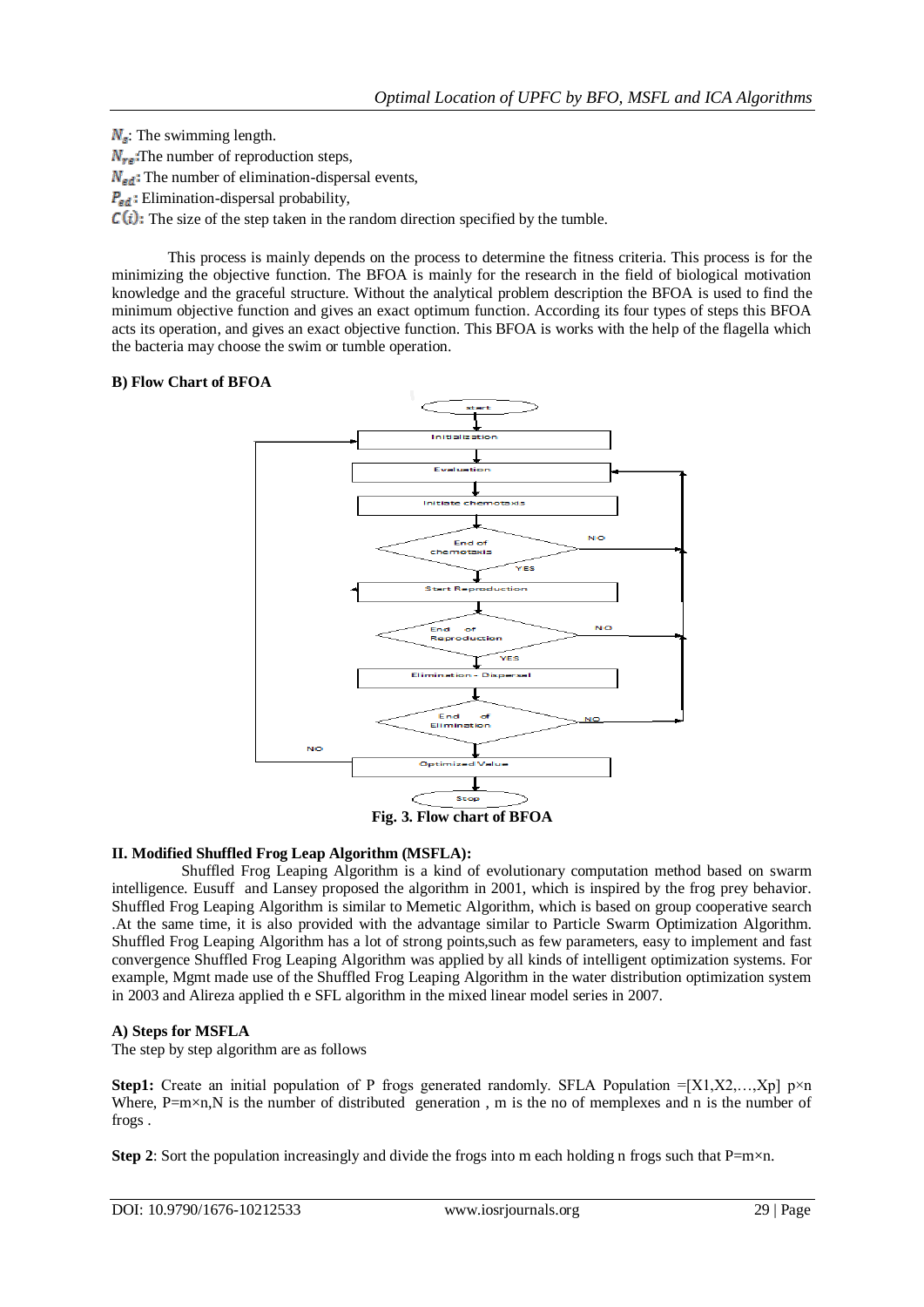$N_s$: The swimming length.

$N_{re}$:The number of reproduction steps,

$N_{ed}$: The number of elimination-dispersal events,

$P_{ed}$: Elimination-dispersal probability,

$C(i)$: The size of the step taken in the random direction specified by the tumble.

This process is mainly depends on the process to determine the fitness criteria. This process is for the minimizing the objective function. The BFOA is mainly for the research in the field of biological motivation knowledge and the graceful structure. Without the analytical problem description the BFOA is used to find the minimum objective function and gives an exact optimum function. According its four types of steps this BFOA acts its operation, and gives an exact objective function. This BFOA is works with the help of the flagella which the bacteria may choose the swim or tumble operation.

**B) Flow Chart of BFOA**

start

Initialization

Evaluation

Initiate chemotaxis

End of chemotaxis (NO / YES)

Start Reproduction

End of Reproduction (NO / YES)

Elimination - Dispersal

End of Elimination (NO)

Optimized Value (NO)

Stop

**Fig. 3. Flow chart of BFOA**

## II. Modified Shuffled Frog Leap Algorithm (MSFLA):

Shuffled Frog Leaping Algorithm is a kind of evolutionary computation method based on swarm intelligence. Eusuff and Lansey proposed the algorithm in 2001, which is inspired by the frog prey behavior. Shuffled Frog Leaping Algorithm is similar to Memetic Algorithm, which is based on group cooperative search .At the same time, it is also provided with the advantage similar to Particle Swarm Optimization Algorithm. Shuffled Frog Leaping Algorithm has a lot of strong points,such as few parameters, easy to implement and fast convergence Shuffled Frog Leaping Algorithm was applied by all kinds of intelligent optimization systems. For example, Mgmt made use of the Shuffled Frog Leaping Algorithm in the water distribution optimization system in 2003 and Alireza applied th e SFL algorithm in the mixed linear model series in 2007.

**A) Steps for MSFLA**

The step by step algorithm are as follows

**Step1:** Create an initial population of P frogs generated randomly. SFLA Population $=[X1,X2,\ldots,Xp]$ $p\times n$ Where, $P=m\times n$,N is the number of distributed generation , m is the no of memplexes and n is the number of frogs .

**Step 2**: Sort the population increasingly and divide the frogs into m each holding n frogs such that $P=m\times n$.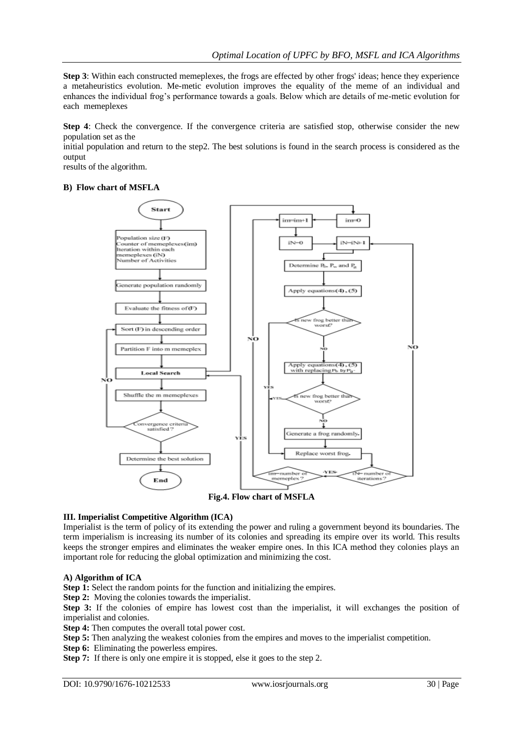**Step 3**: Within each constructed memeplexes, the frogs are effected by other frogs' ideas; hence they experience a metaheuristics evolution. Me-metic evolution improves the equality of the meme of an individual and enhances the individual frog's performance towards a goals. Below which are details of me-metic evolution for each memeplexes

**Step 4**: Check the convergence. If the convergence criteria are satisfied stop, otherwise consider the new population set as the

initial population and return to the step2. The best solutions is found in the search process is considered as the output

results of the algorithm.

**B) Flow chart of MSFLA**

**Fig.4. Flow chart of MSFLA**

**III. Imperialist Competitive Algorithm (ICA)**

Imperialist is the term of policy of its extending the power and ruling a government beyond its boundaries. The term imperialism is increasing its number of its colonies and spreading its empire over its world. This results keeps the stronger empires and eliminates the weaker empire ones. In this ICA method they colonies plays an important role for reducing the global optimization and minimizing the cost.

**A) Algorithm of ICA**

**Step 1:** Select the random points for the function and initializing the empires.

**Step 2:** Moving the colonies towards the imperialist.

**Step 3:** If the colonies of empire has lowest cost than the imperialist, it will exchanges the position of imperialist and colonies.

**Step 4:** Then computes the overall total power cost.

**Step 5:** Then analyzing the weakest colonies from the empires and moves to the imperialist competition.

**Step 6:** Eliminating the powerless empires.

**Step 7:** If there is only one empire it is stopped, else it goes to the step 2.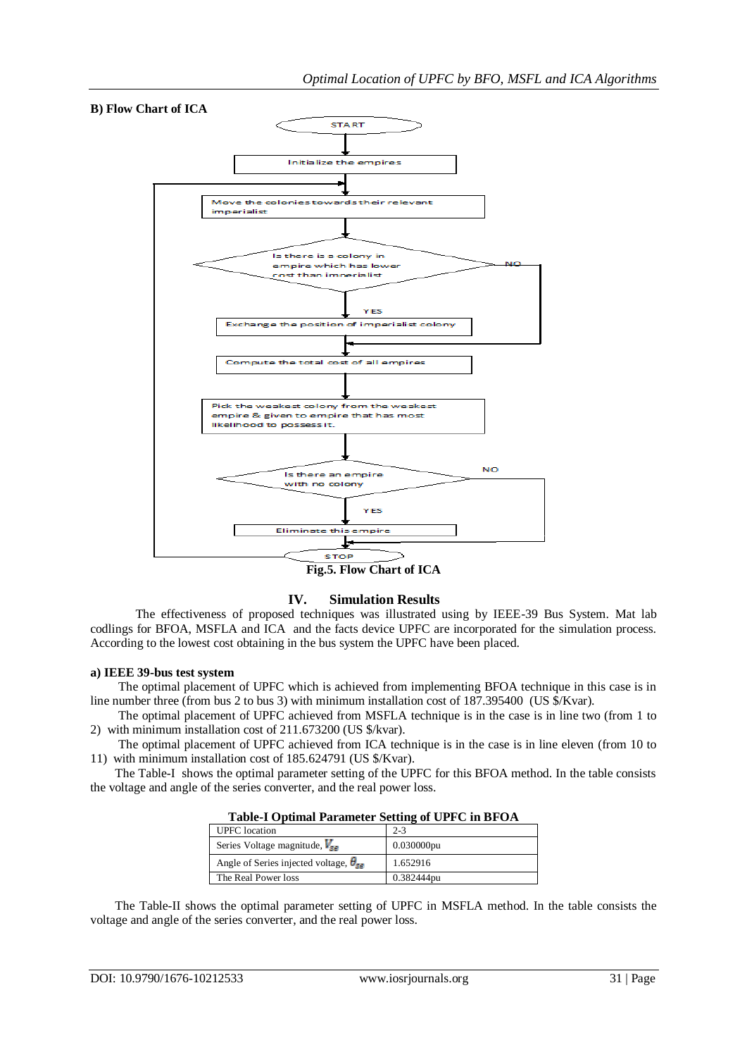### B) Flow Chart of ICA

Fig.5. Flow Chart of ICA

## IV. Simulation Results

The effectiveness of proposed techniques was illustrated using by IEEE-39 Bus System. Mat lab codlings for BFOA, MSFLA and ICA and the facts device UPFC are incorporated for the simulation process. According to the lowest cost obtaining in the bus system the UPFC have been placed.

### a) IEEE 39-bus test system

The optimal placement of UPFC which is achieved from implementing BFOA technique in this case is in line number three (from bus 2 to bus 3) with minimum installation cost of 187.395400 (US $/Kvar).

The optimal placement of UPFC achieved from MSFLA technique is in the case is in line two (from 1 to 2) with minimum installation cost of 211.673200 (US $/kvar).

The optimal placement of UPFC achieved from ICA technique is in the case is in line eleven (from 10 to 11) with minimum installation cost of 185.624791 (US $/Kvar).

The Table-I shows the optimal parameter setting of the UPFC for this BFOA method. In the table consists the voltage and angle of the series converter, and the real power loss.

**Table-I Optimal Parameter Setting of UPFC in BFOA**

| UPFC location | 2-3 |
|---|---|
| Series Voltage magnitude, $V_{SE}$ | 0.030000pu |
| Angle of Series injected voltage, $\theta_{SE}$ | 1.652916 |
| The Real Power loss | 0.382444pu |

The Table-II shows the optimal parameter setting of UPFC in MSFLA method. In the table consists the voltage and angle of the series converter, and the real power loss.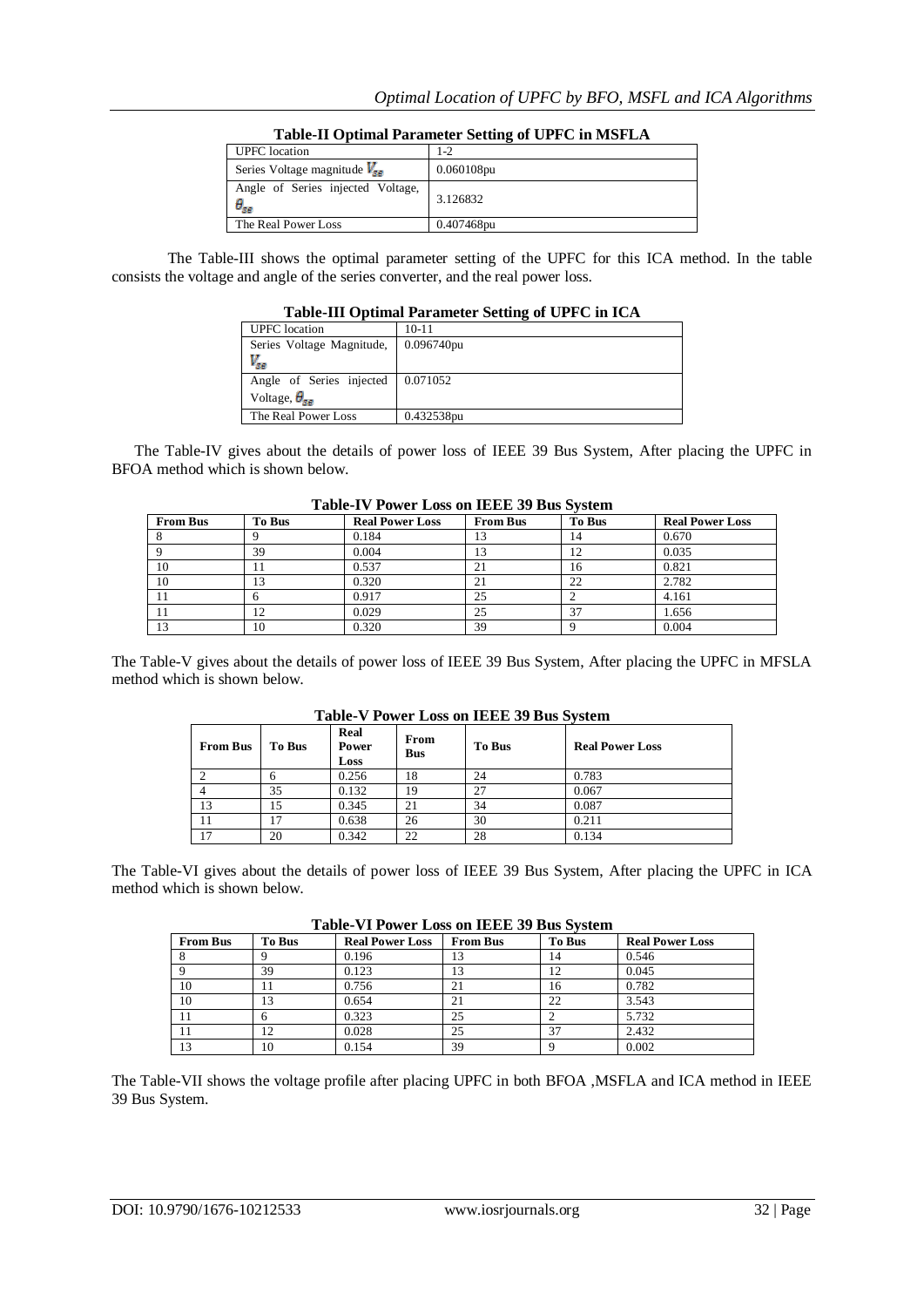**Table-II Optimal Parameter Setting of UPFC in MSFLA**

| UPFC location | 1-2 |
|---|---|
| Series Voltage magnitude $V_{se}$ | 0.060108pu |
| Angle of Series injected Voltage, $\theta_{se}$ | 3.126832 |
| The Real Power Loss | 0.407468pu |

The Table-III shows the optimal parameter setting of the UPFC for this ICA method. In the table consists the voltage and angle of the series converter, and the real power loss.

**Table-III Optimal Parameter Setting of UPFC in ICA**

| UPFC location | 10-11 |
|---|---|
| Series Voltage Magnitude, $V_{se}$ | 0.096740pu |
| Angle of Series injected Voltage, $\theta_{se}$ | 0.071052 |
| The Real Power Loss | 0.432538pu |

The Table-IV gives about the details of power loss of IEEE 39 Bus System, After placing the UPFC in BFOA method which is shown below.

**Table-IV Power Loss on IEEE 39 Bus System**

| From Bus | To Bus | Real Power Loss | From Bus | To Bus | Real Power Loss |
|---|---|---|---|---|---|
| 8 | 9 | 0.184 | 13 | 14 | 0.670 |
| 9 | 39 | 0.004 | 13 | 12 | 0.035 |
| 10 | 11 | 0.537 | 21 | 16 | 0.821 |
| 10 | 13 | 0.320 | 21 | 22 | 2.782 |
| 11 | 6 | 0.917 | 25 | 2 | 4.161 |
| 11 | 12 | 0.029 | 25 | 37 | 1.656 |
| 13 | 10 | 0.320 | 39 | 9 | 0.004 |

The Table-V gives about the details of power loss of IEEE 39 Bus System, After placing the UPFC in MFSLA method which is shown below.

**Table-V Power Loss on IEEE 39 Bus System**

| From Bus | To Bus | Real Power Loss | From Bus | To Bus | Real Power Loss |
|---|---|---|---|---|---|
| 2 | 6 | 0.256 | 18 | 24 | 0.783 |
| 4 | 35 | 0.132 | 19 | 27 | 0.067 |
| 13 | 15 | 0.345 | 21 | 34 | 0.087 |
| 11 | 17 | 0.638 | 26 | 30 | 0.211 |
| 17 | 20 | 0.342 | 22 | 28 | 0.134 |

The Table-VI gives about the details of power loss of IEEE 39 Bus System, After placing the UPFC in ICA method which is shown below.

**Table-VI Power Loss on IEEE 39 Bus System**

| From Bus | To Bus | Real Power Loss | From Bus | To Bus | Real Power Loss |
|---|---|---|---|---|---|
| 8 | 9 | 0.196 | 13 | 14 | 0.546 |
| 9 | 39 | 0.123 | 13 | 12 | 0.045 |
| 10 | 11 | 0.756 | 21 | 16 | 0.782 |
| 10 | 13 | 0.654 | 21 | 22 | 3.543 |
| 11 | 6 | 0.323 | 25 | 2 | 5.732 |
| 11 | 12 | 0.028 | 25 | 37 | 2.432 |
| 13 | 10 | 0.154 | 39 | 9 | 0.002 |

The Table-VII shows the voltage profile after placing UPFC in both BFOA ,MSFLA and ICA method in IEEE 39 Bus System.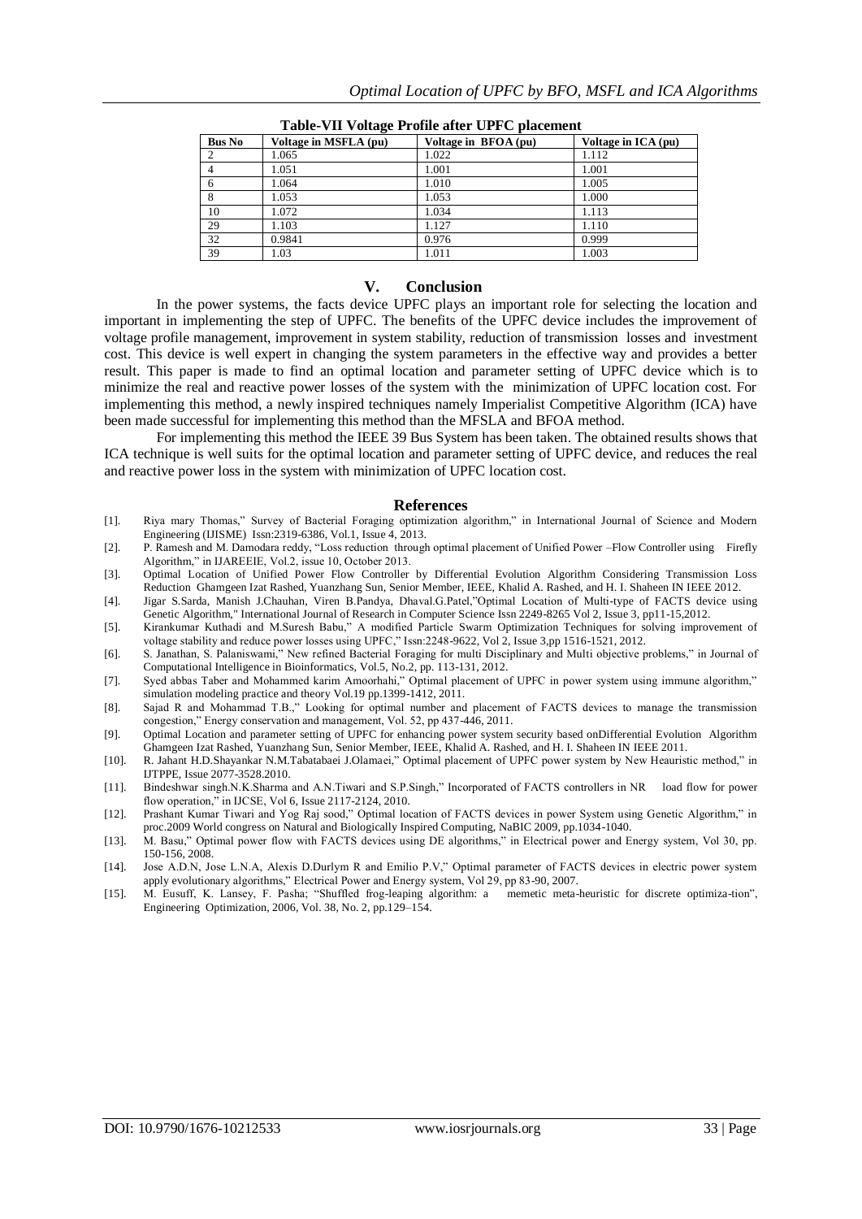**Table-VII Voltage Profile after UPFC placement**

| Bus No | Voltage in MSFLA (pu) | Voltage in BFOA (pu) | Voltage in ICA (pu) |
|---|---|---|---|
| 2 | 1.065 | 1.022 | 1.112 |
| 4 | 1.051 | 1.001 | 1.001 |
| 6 | 1.064 | 1.010 | 1.005 |
| 8 | 1.053 | 1.053 | 1.000 |
| 10 | 1.072 | 1.034 | 1.113 |
| 29 | 1.103 | 1.127 | 1.110 |
| 32 | 0.9841 | 0.976 | 0.999 |
| 39 | 1.03 | 1.011 | 1.003 |

## V. Conclusion

In the power systems, the facts device UPFC plays an important role for selecting the location and important in implementing the step of UPFC. The benefits of the UPFC device includes the improvement of voltage profile management, improvement in system stability, reduction of transmission losses and investment cost. This device is well expert in changing the system parameters in the effective way and provides a better result. This paper is made to find an optimal location and parameter setting of UPFC device which is to minimize the real and reactive power losses of the system with the minimization of UPFC location cost. For implementing this method, a newly inspired techniques namely Imperialist Competitive Algorithm (ICA) have been made successful for implementing this method than the MFSLA and BFOA method.

For implementing this method the IEEE 39 Bus System has been taken. The obtained results shows that ICA technique is well suits for the optimal location and parameter setting of UPFC device, and reduces the real and reactive power loss in the system with minimization of UPFC location cost.

## References

[1]. Riya mary Thomas," Survey of Bacterial Foraging optimization algorithm," in International Journal of Science and Modern Engineering (IJISME) Issn:2319-6386, Vol.1, Issue 4, 2013.

[2]. P. Ramesh and M. Damodara reddy, "Loss reduction through optimal placement of Unified Power –Flow Controller using Firefly Algorithm," in IJAREEIE, Vol.2, issue 10, October 2013.

[3]. Optimal Location of Unified Power Flow Controller by Differential Evolution Algorithm Considering Transmission Loss Reduction Ghamgeen Izat Rashed, Yuanzhang Sun, Senior Member, IEEE, Khalid A. Rashed, and H. I. Shaheen IN IEEE 2012.

[4]. Jigar S.Sarda, Manish J.Chauhan, Viren B.Pandya, Dhaval.G.Patel,"Optimal Location of Multi-type of FACTS device using Genetic Algorithm," International Journal of Research in Computer Science Issn 2249-8265 Vol 2, Issue 3, pp11-15,2012.

[5]. Kirankumar Kuthadi and M.Suresh Babu," A modified Particle Swarm Optimization Techniques for solving improvement of voltage stability and reduce power losses using UPFC," Issn:2248-9622, Vol 2, Issue 3,pp 1516-1521, 2012.

[6]. S. Janathan, S. Palaniswami," New refined Bacterial Foraging for multi Disciplinary and Multi objective problems," in Journal of Computational Intelligence in Bioinformatics, Vol.5, No.2, pp. 113-131, 2012.

[7]. Syed abbas Taber and Mohammed karim Amoorhahi," Optimal placement of UPFC in power system using immune algorithm," simulation modeling practice and theory Vol.19 pp.1399-1412, 2011.

[8]. Sajad R and Mohammad T.B.," Looking for optimal number and placement of FACTS devices to manage the transmission congestion," Energy conservation and management, Vol. 52, pp 437-446, 2011.

[9]. Optimal Location and parameter setting of UPFC for enhancing power system security based onDifferential Evolution Algorithm Ghamgeen Izat Rashed, Yuanzhang Sun, Senior Member, IEEE, Khalid A. Rashed, and H. I. Shaheen IN IEEE 2011.

[10]. R. Jahant H.D.Shayankar N.M.Tabatabaei J.Olamaei," Optimal placement of UPFC power system by New Heauristic method," in IJTPPE, Issue 2077-3528.2010.

[11]. Bindeshwar singh.N.K.Sharma and A.N.Tiwari and S.P.Singh," Incorporated of FACTS controllers in NR load flow for power flow operation," in IJCSE, Vol 6, Issue 2117-2124, 2010.

[12]. Prashant Kumar Tiwari and Yog Raj sood," Optimal location of FACTS devices in power System using Genetic Algorithm," in proc.2009 World congress on Natural and Biologically Inspired Computing, NaBIC 2009, pp.1034-1040.

[13]. M. Basu," Optimal power flow with FACTS devices using DE algorithms," in Electrical power and Energy system, Vol 30, pp. 150-156, 2008.

[14]. Jose A.D.N, Jose L.N.A, Alexis D.Durlym R and Emilio P.V," Optimal parameter of FACTS devices in electric power system apply evolutionary algorithms," Electrical Power and Energy system, Vol 29, pp 83-90, 2007.

[15]. M. Eusuff, K. Lansey, F. Pasha; "Shuffled frog-leaping algorithm: a memetic meta-heuristic for discrete optimiza-tion", Engineering Optimization, 2006, Vol. 38, No. 2, pp.129–154.